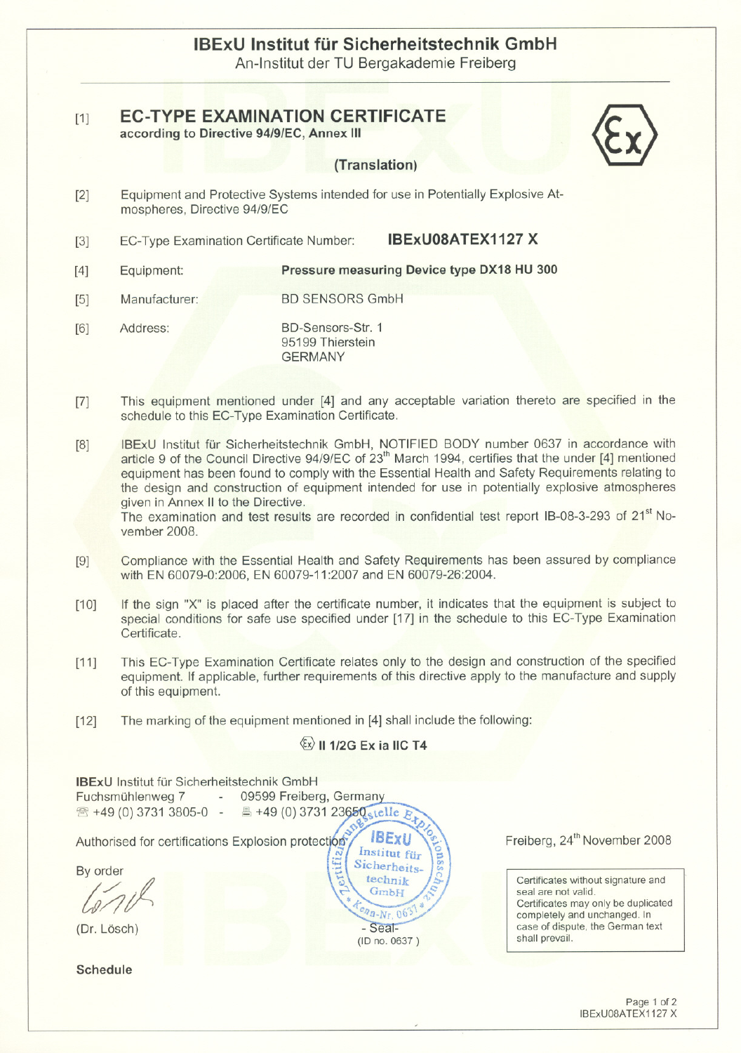# IBExU Institut für Sicherheitstechnik GmbH

An-Institut der TU Bergakademie Freiberg

[1] **EC-TYPE EXAMINATION CERTIFICATE**
**according to Directive 94/9/EC, Annex III**

**(Translation)**

[2] Equipment and Protective Systems intended for use in Potentially Explosive Atmospheres, Directive 94/9/EC

[3] EC-Type Examination Certificate Number: **IBExU08ATEX1127 X**

[4] Equipment: **Pressure measuring Device type DX18 HU 300**

[5] Manufacturer: BD SENSORS GmbH

[6] Address: BD-Sensors-Str. 1
95199 Thierstein
GERMANY

[7] This equipment mentioned under [4] and any acceptable variation thereto are specified in the schedule to this EC-Type Examination Certificate.

[8] IBExU Institut für Sicherheitstechnik GmbH, NOTIFIED BODY number 0637 in accordance with article 9 of the Council Directive 94/9/EC of 23th March 1994, certifies that the under [4] mentioned equipment has been found to comply with the Essential Health and Safety Requirements relating to the design and construction of equipment intended for use in potentially explosive atmospheres given in Annex II to the Directive.
The examination and test results are recorded in confidential test report IB-08-3-293 of 21st November 2008.

[9] Compliance with the Essential Health and Safety Requirements has been assured by compliance with EN 60079-0:2006, EN 60079-11:2007 and EN 60079-26:2004.

[10] If the sign "X" is placed after the certificate number, it indicates that the equipment is subject to special conditions for safe use specified under [17] in the schedule to this EC-Type Examination Certificate.

[11] This EC-Type Examination Certificate relates only to the design and construction of the specified equipment. If applicable, further requirements of this directive apply to the manufacture and supply of this equipment.

[12] The marking of the equipment mentioned in [4] shall include the following:

**Ex II 1/2G Ex ia IIC T4**

**IBExU** Institut für Sicherheitstechnik GmbH
Fuchsmühlenweg 7 - 09599 Freiberg, Germany
+49 (0) 3731 3805-0 - +49 (0) 3731 23650

Authorised for certifications Explosion protection

By order

(Dr. Lösch)

- Seal -
(ID no. 0637)

Freiberg, 24th November 2008

Certificates without signature and seal are not valid.
Certificates may only be duplicated completely and unchanged. In case of dispute, the German text shall prevail.

**Schedule**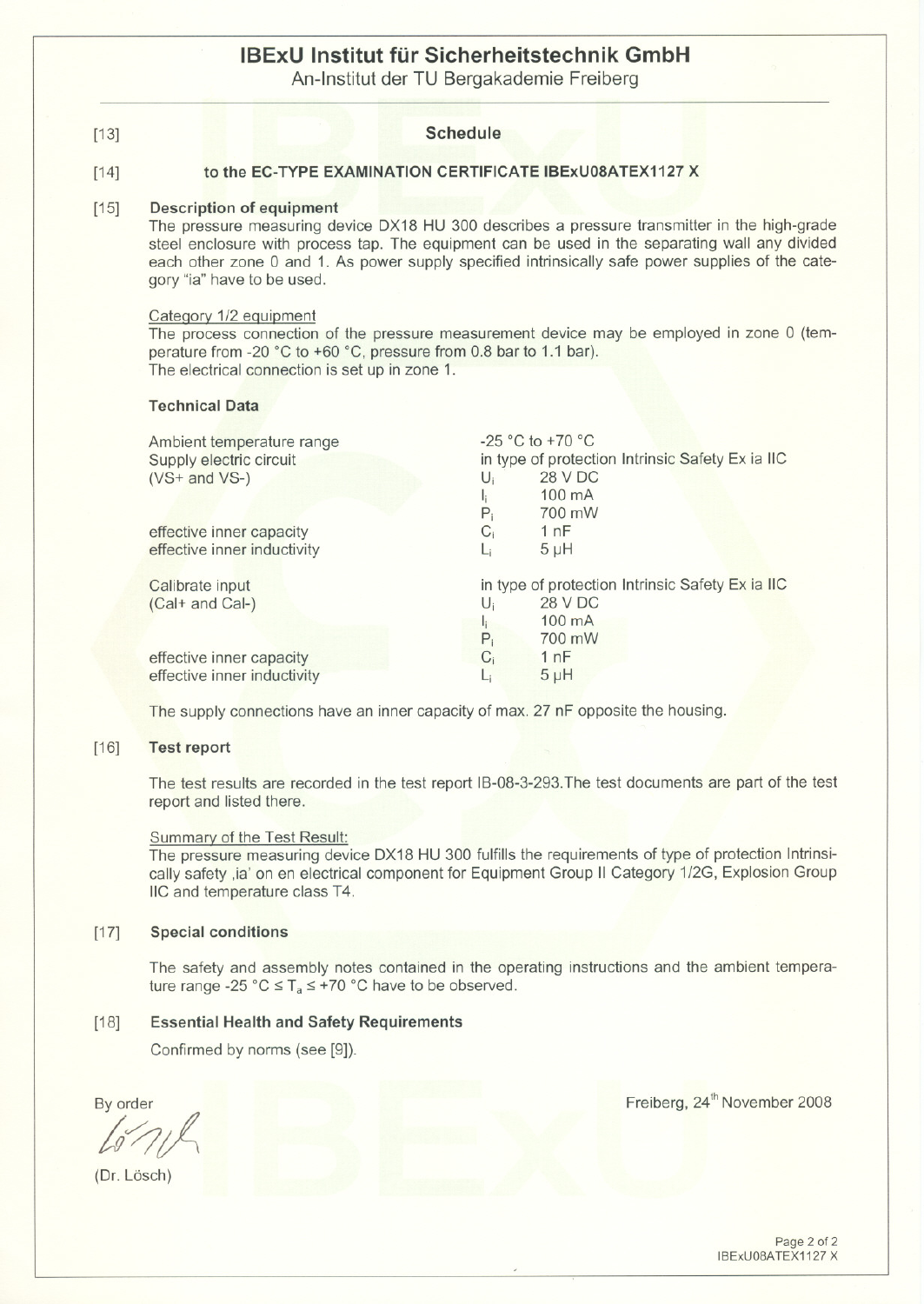# IBExU Institut für Sicherheitstechnik GmbH

An-Institut der TU Bergakademie Freiberg

[13] **Schedule**

[14] **to the EC-TYPE EXAMINATION CERTIFICATE IBExU08ATEX1127 X**

[15] **Description of equipment**

The pressure measuring device DX18 HU 300 describes a pressure transmitter in the high-grade steel enclosure with process tap. The equipment can be used in the separating wall any divided each other zone 0 and 1. As power supply specified intrinsically safe power supplies of the category "ia" have to be used.

Category 1/2 equipment

The process connection of the pressure measurement device may be employed in zone 0 (temperature from -20 °C to +60 °C, pressure from 0.8 bar to 1.1 bar).
The electrical connection is set up in zone 1.

**Technical Data**

| | | |
|---|---|---|
| Ambient temperature range | -25 °C to +70 °C | |
| Supply electric circuit | in type of protection Intrinsic Safety Ex ia IIC | |
| (VS+ and VS-) | $U_i$ | 28 V DC |
| | $I_i$ | 100 mA |
| | $P_i$ | 700 mW |
| effective inner capacity | $C_i$ | 1 nF |
| effective inner inductivity | $L_i$ | 5 µH |
| Calibrate input | in type of protection Intrinsic Safety Ex ia IIC | |
| (Cal+ and Cal-) | $U_i$ | 28 V DC |
| | $I_i$ | 100 mA |
| | $P_i$ | 700 mW |
| effective inner capacity | $C_i$ | 1 nF |
| effective inner inductivity | $L_i$ | 5 µH |

The supply connections have an inner capacity of max. 27 nF opposite the housing.

[16] **Test report**

The test results are recorded in the test report IB-08-3-293.The test documents are part of the test report and listed there.

Summary of the Test Result:

The pressure measuring device DX18 HU 300 fulfills the requirements of type of protection Intrinsically safety ,ia' on en electrical component for Equipment Group II Category 1/2G, Explosion Group IIC and temperature class T4.

[17] **Special conditions**

The safety and assembly notes contained in the operating instructions and the ambient temperature range -25 °C ≤ $T_a$ ≤ +70 °C have to be observed.

[18] **Essential Health and Safety Requirements**

Confirmed by norms (see [9]).

By order

(Dr. Lösch)

Freiberg, 24th November 2008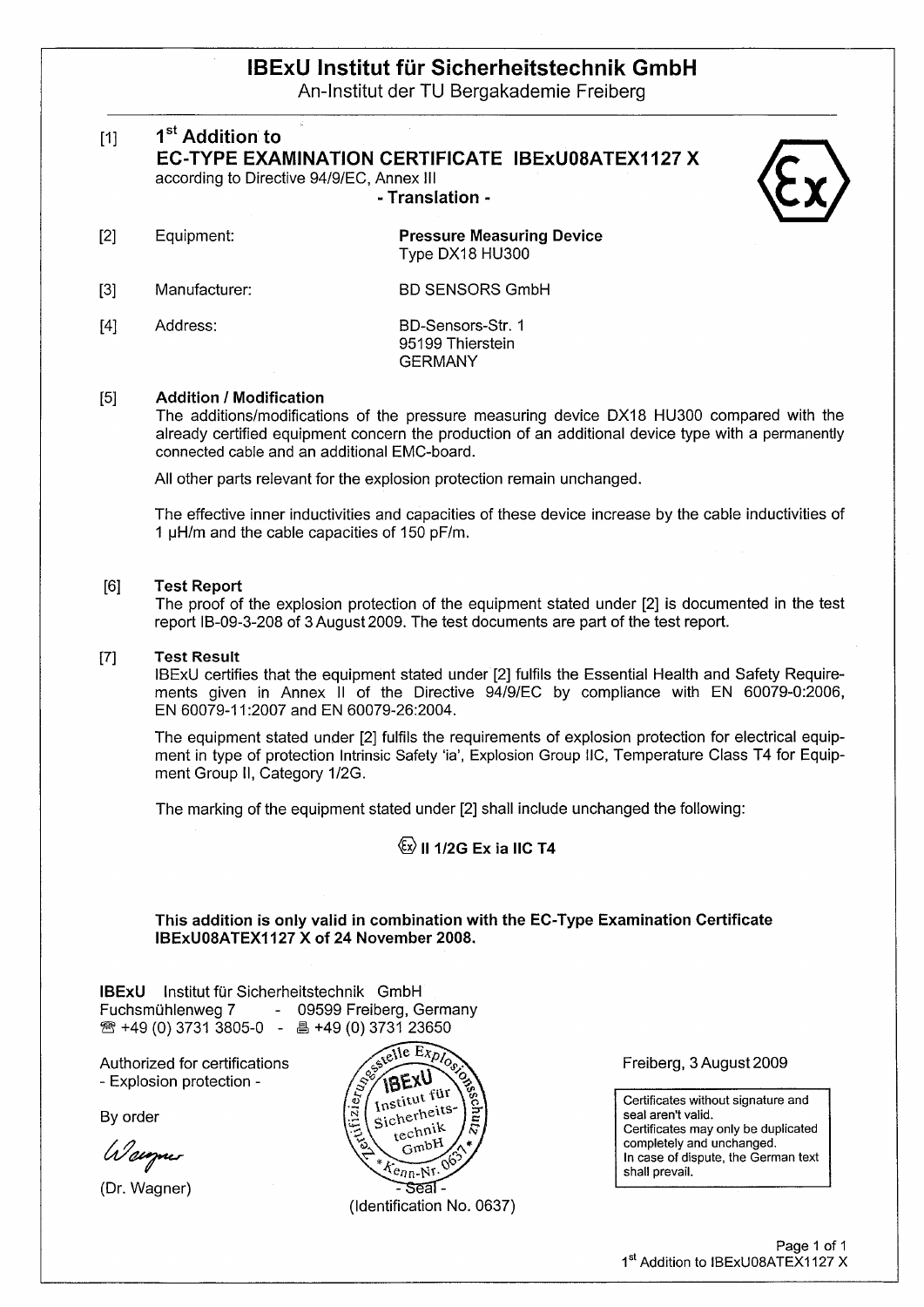# IBExU Institut für Sicherheitstechnik GmbH

An-Institut der TU Bergakademie Freiberg

[1] **1[st] Addition to**
**EC-TYPE EXAMINATION CERTIFICATE IBExU08ATEX1127 X**
according to Directive 94/9/EC, Annex III
**- Translation -**

[2] Equipment: **Pressure Measuring Device**
Type DX18 HU300

[3] Manufacturer: BD SENSORS GmbH

[4] Address: BD-Sensors-Str. 1
95199 Thierstein
GERMANY

[5] **Addition / Modification**

The additions/modifications of the pressure measuring device DX18 HU300 compared with the already certified equipment concern the production of an additional device type with a permanently connected cable and an additional EMC-board.

All other parts relevant for the explosion protection remain unchanged.

The effective inner inductivities and capacities of these device increase by the cable inductivities of 1 µH/m and the cable capacities of 150 pF/m.

[6] **Test Report**

The proof of the explosion protection of the equipment stated under [2] is documented in the test report IB-09-3-208 of 3 August 2009. The test documents are part of the test report.

[7] **Test Result**

IBExU certifies that the equipment stated under [2] fulfils the Essential Health and Safety Requirements given in Annex II of the Directive 94/9/EC by compliance with EN 60079-0:2006, EN 60079-11:2007 and EN 60079-26:2004.

The equipment stated under [2] fulfils the requirements of explosion protection for electrical equipment in type of protection Intrinsic Safety 'ia', Explosion Group IIC, Temperature Class T4 for Equipment Group II, Category 1/2G.

The marking of the equipment stated under [2] shall include unchanged the following:

**Ex II 1/2G Ex ia IIC T4**

**This addition is only valid in combination with the EC-Type Examination Certificate IBExU08ATEX1127 X of 24 November 2008.**

**IBExU** Institut für Sicherheitstechnik GmbH
Fuchsmühlenweg 7 - 09599 Freiberg, Germany
☎ +49 (0) 3731 3805-0 - 🖷 +49 (0) 3731 23650

Authorized for certifications
- Explosion protection -

By order

(Dr. Wagner)

- Seal -
(Identification No. 0637)

Freiberg, 3 August 2009

Certificates without signature and seal aren't valid.
Certificates may only be duplicated completely and unchanged.
In case of dispute, the German text shall prevail.